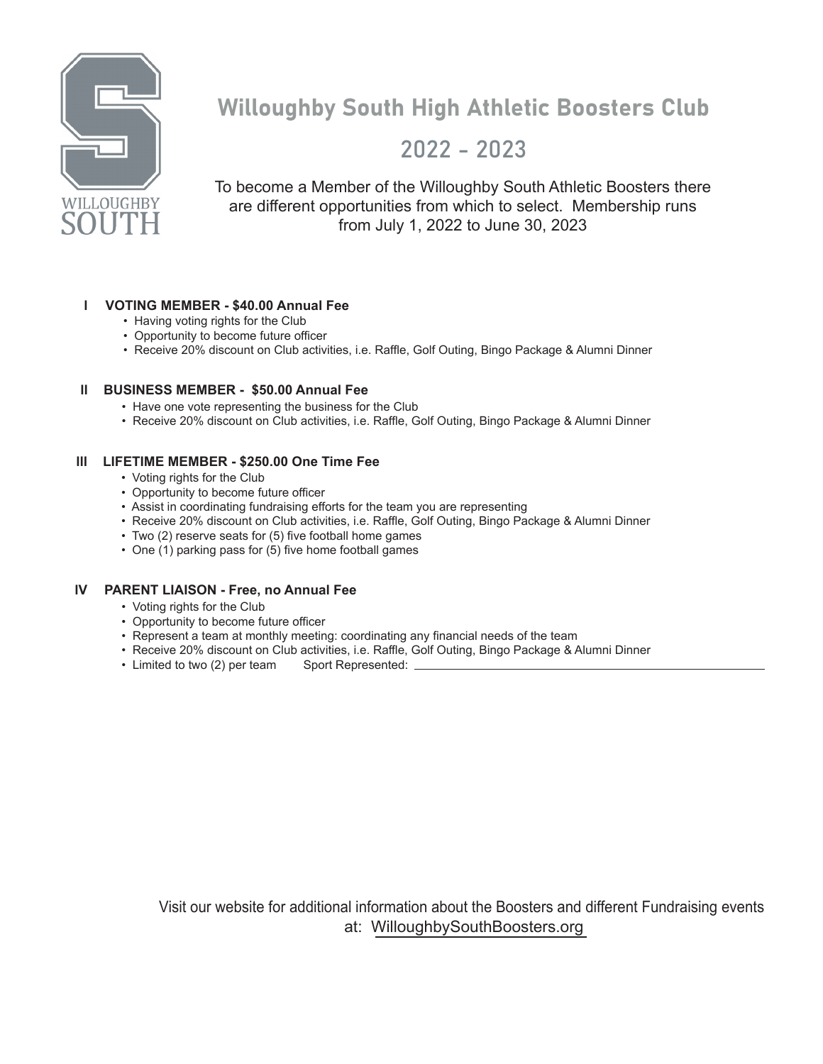WILLOUGHBY SOUTH

# Willoughby South High Athletic Boosters Club

## 2022 - 2023

To become a Member of the Willoughby South Athletic Boosters there are different opportunities from which to select. Membership runs from July 1, 2022 to June 30, 2023

### I VOTING MEMBER - $40.00 Annual Fee

- Having voting rights for the Club
- Opportunity to become future officer
- Receive 20% discount on Club activities, i.e. Raffle, Golf Outing, Bingo Package & Alumni Dinner

### II BUSINESS MEMBER - $50.00 Annual Fee

- Have one vote representing the business for the Club
- Receive 20% discount on Club activities, i.e. Raffle, Golf Outing, Bingo Package & Alumni Dinner

### III LIFETIME MEMBER - $250.00 One Time Fee

- Voting rights for the Club
- Opportunity to become future officer
- Assist in coordinating fundraising efforts for the team you are representing
- Receive 20% discount on Club activities, i.e. Raffle, Golf Outing, Bingo Package & Alumni Dinner
- Two (2) reserve seats for (5) five football home games
- One (1) parking pass for (5) five home football games

### IV PARENT LIAISON - Free, no Annual Fee

- Voting rights for the Club
- Opportunity to become future officer
- Represent a team at monthly meeting: coordinating any financial needs of the team
- Receive 20% discount on Club activities, i.e. Raffle, Golf Outing, Bingo Package & Alumni Dinner
- Limited to two (2) per team Sport Represented: ______________________________

Visit our website for additional information about the Boosters and different Fundraising events at: WilloughbySouthBoosters.org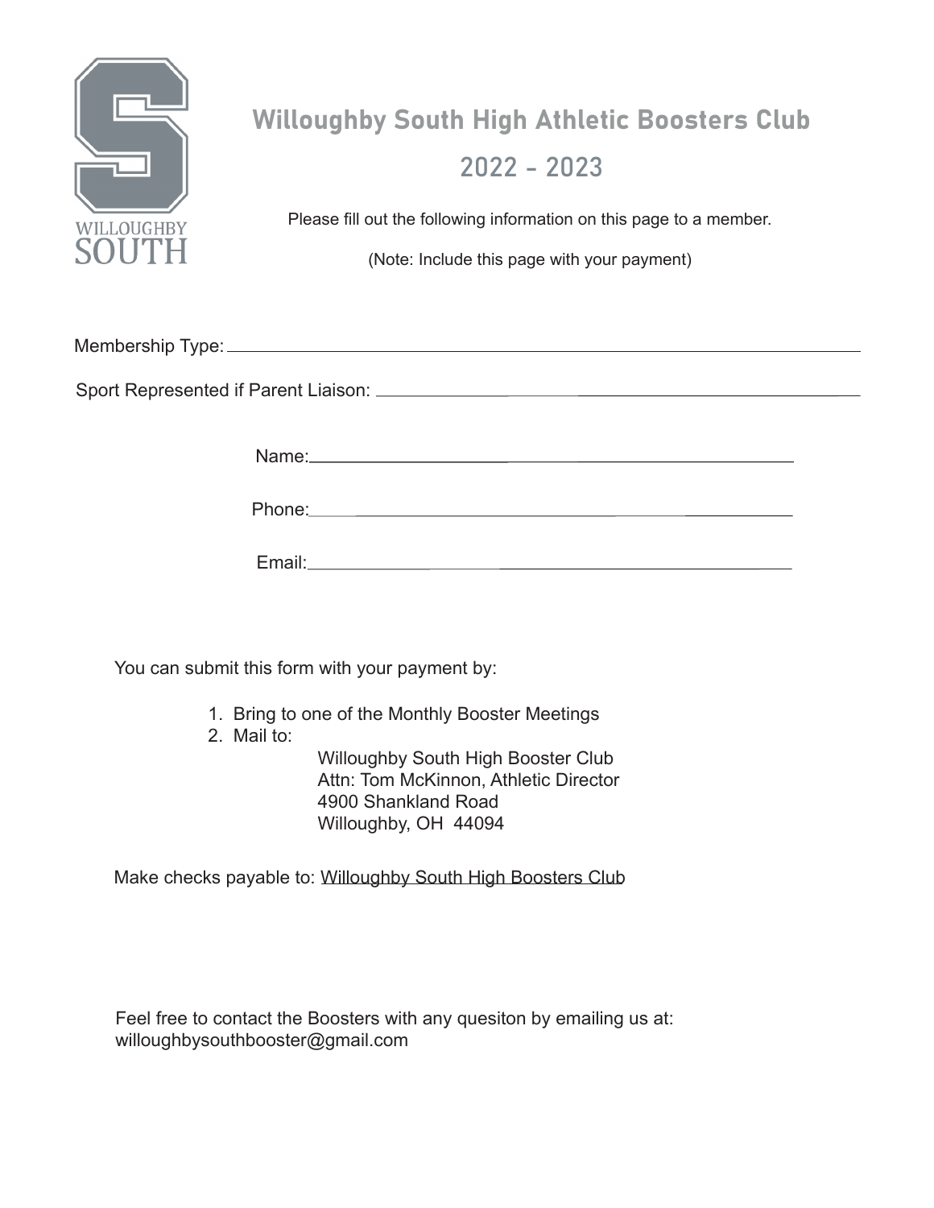WILLOUGHBY SOUTH

# Willoughby South High Athletic Boosters Club

## 2022 - 2023

Please fill out the following information on this page to a member.

(Note: Include this page with your payment)

Membership Type: ____________________________________________

Sport Represented if Parent Liaison: ______________________________

Name: ______________________________

Phone: ______________________________

Email: ______________________________

You can submit this form with your payment by:

1. Bring to one of the Monthly Booster Meetings
2. Mail to:

   Willoughby South High Booster Club
   Attn: Tom McKinnon, Athletic Director
   4900 Shankland Road
   Willoughby, OH 44094

Make checks payable to: Willoughby South High Boosters Club

Feel free to contact the Boosters with any quesiton by emailing us at:
willoughbysouthbooster@gmail.com